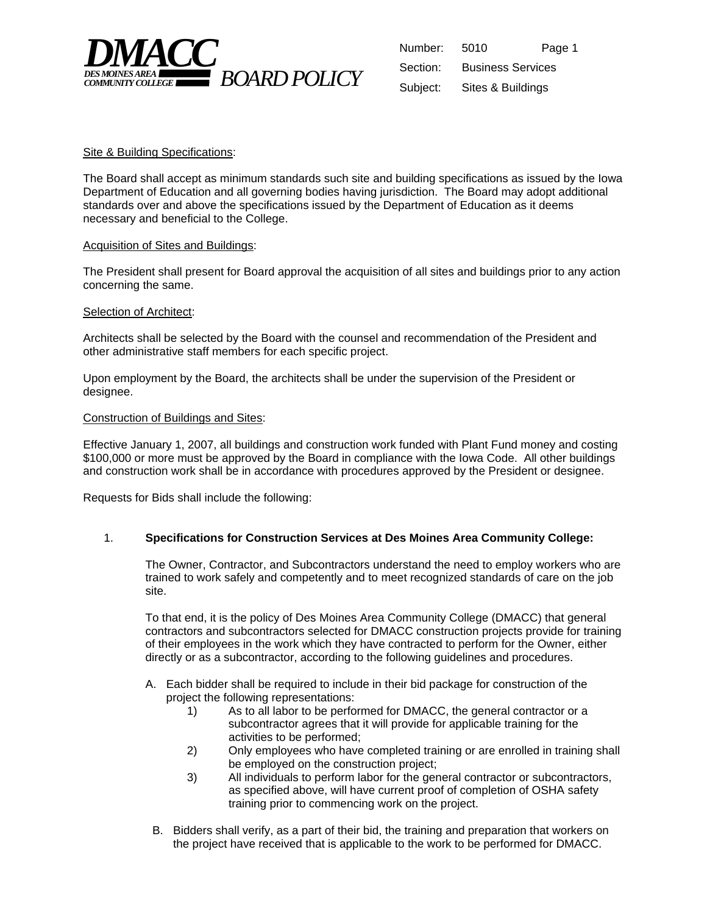**DMACC**
**DES MOINES AREA COMMUNITY COLLEGE** *BOARD POLICY*

Number: 5010
Section: Business Services
Subject: Sites & Buildings

Site & Building Specifications:

The Board shall accept as minimum standards such site and building specifications as issued by the Iowa Department of Education and all governing bodies having jurisdiction. The Board may adopt additional standards over and above the specifications issued by the Department of Education as it deems necessary and beneficial to the College.

Acquisition of Sites and Buildings:

The President shall present for Board approval the acquisition of all sites and buildings prior to any action concerning the same.

Selection of Architect:

Architects shall be selected by the Board with the counsel and recommendation of the President and other administrative staff members for each specific project.

Upon employment by the Board, the architects shall be under the supervision of the President or designee.

Construction of Buildings and Sites:

Effective January 1, 2007, all buildings and construction work funded with Plant Fund money and costing $100,000 or more must be approved by the Board in compliance with the Iowa Code. All other buildings and construction work shall be in accordance with procedures approved by the President or designee.

Requests for Bids shall include the following:

1. **Specifications for Construction Services at Des Moines Area Community College:**

   The Owner, Contractor, and Subcontractors understand the need to employ workers who are trained to work safely and competently and to meet recognized standards of care on the job site.

   To that end, it is the policy of Des Moines Area Community College (DMACC) that general contractors and subcontractors selected for DMACC construction projects provide for training of their employees in the work which they have contracted to perform for the Owner, either directly or as a subcontractor, according to the following guidelines and procedures.

   A. Each bidder shall be required to include in their bid package for construction of the project the following representations:
      1) As to all labor to be performed for DMACC, the general contractor or a subcontractor agrees that it will provide for applicable training for the activities to be performed;
      2) Only employees who have completed training or are enrolled in training shall be employed on the construction project;
      3) All individuals to perform labor for the general contractor or subcontractors, as specified above, will have current proof of completion of OSHA safety training prior to commencing work on the project.

   B. Bidders shall verify, as a part of their bid, the training and preparation that workers on the project have received that is applicable to the work to be performed for DMACC.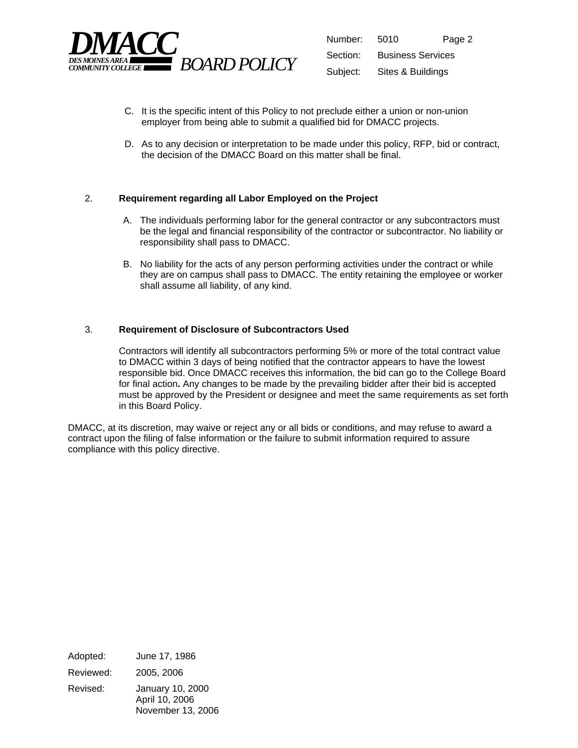C. It is the specific intent of this Policy to not preclude either a union or non-union employer from being able to submit a qualified bid for DMACC projects.

D. As to any decision or interpretation to be made under this policy, RFP, bid or contract, the decision of the DMACC Board on this matter shall be final.

2. **Requirement regarding all Labor Employed on the Project**

A. The individuals performing labor for the general contractor or any subcontractors must be the legal and financial responsibility of the contractor or subcontractor. No liability or responsibility shall pass to DMACC.

B. No liability for the acts of any person performing activities under the contract or while they are on campus shall pass to DMACC. The entity retaining the employee or worker shall assume all liability, of any kind.

3. **Requirement of Disclosure of Subcontractors Used**

Contractors will identify all subcontractors performing 5% or more of the total contract value to DMACC within 3 days of being notified that the contractor appears to have the lowest responsible bid. Once DMACC receives this information, the bid can go to the College Board for final action**.** Any changes to be made by the prevailing bidder after their bid is accepted must be approved by the President or designee and meet the same requirements as set forth in this Board Policy.

DMACC, at its discretion, may waive or reject any or all bids or conditions, and may refuse to award a contract upon the filing of false information or the failure to submit information required to assure compliance with this policy directive.

Adopted: June 17, 1986

Reviewed: 2005, 2006

Revised: January 10, 2000
April 10, 2006
November 13, 2006